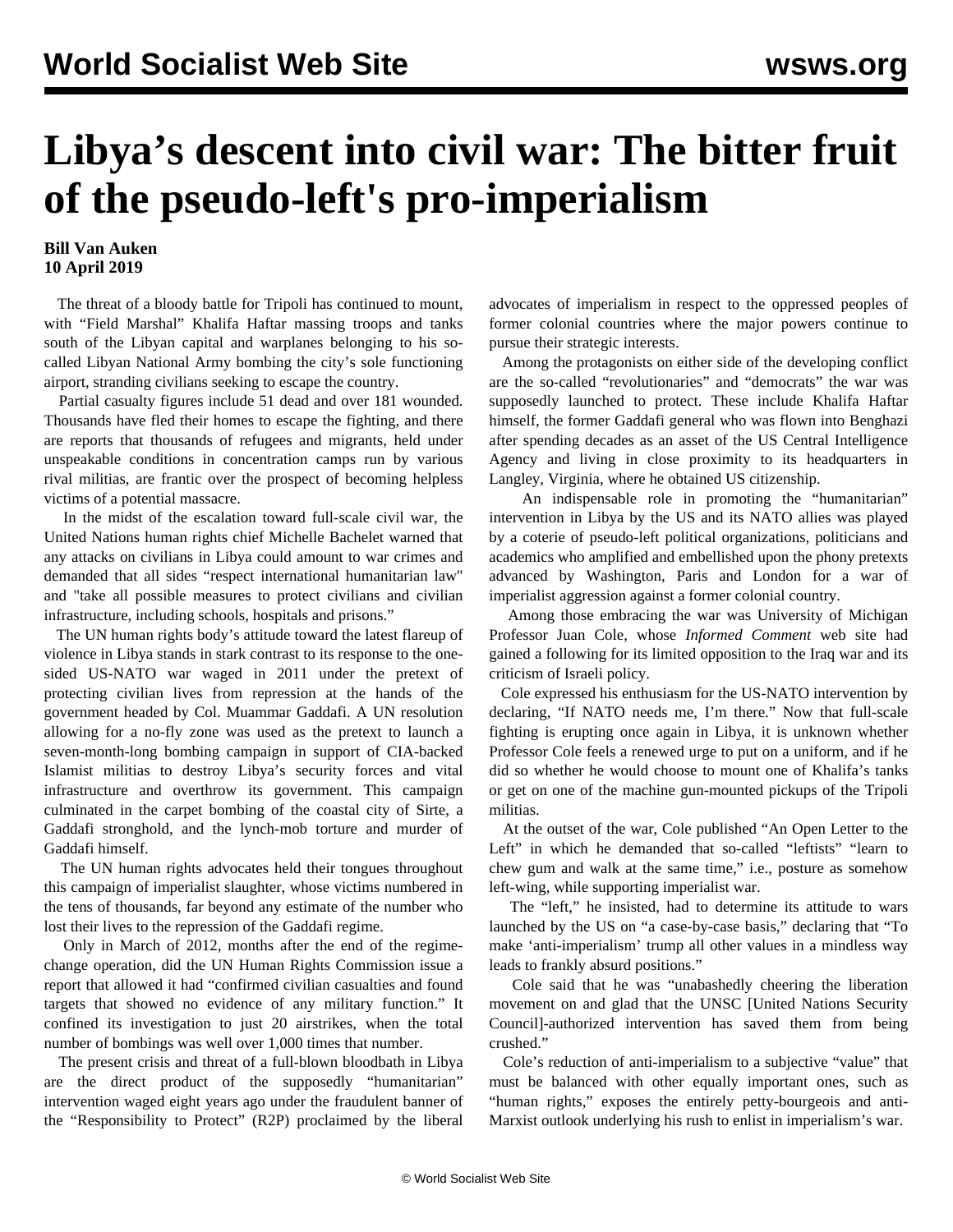# Libya's descent into civil war: The bitter fruit of the pseudo-left's pro-imperialism

**Bill Van Auken**
**10 April 2019**

The threat of a bloody battle for Tripoli has continued to mount, with "Field Marshal" Khalifa Haftar massing troops and tanks south of the Libyan capital and warplanes belonging to his so-called Libyan National Army bombing the city's sole functioning airport, stranding civilians seeking to escape the country.

Partial casualty figures include 51 dead and over 181 wounded. Thousands have fled their homes to escape the fighting, and there are reports that thousands of refugees and migrants, held under unspeakable conditions in concentration camps run by various rival militias, are frantic over the prospect of becoming helpless victims of a potential massacre.

In the midst of the escalation toward full-scale civil war, the United Nations human rights chief Michelle Bachelet warned that any attacks on civilians in Libya could amount to war crimes and demanded that all sides "respect international humanitarian law" and "take all possible measures to protect civilians and civilian infrastructure, including schools, hospitals and prisons."

The UN human rights body's attitude toward the latest flareup of violence in Libya stands in stark contrast to its response to the one-sided US-NATO war waged in 2011 under the pretext of protecting civilian lives from repression at the hands of the government headed by Col. Muammar Gaddafi. A UN resolution allowing for a no-fly zone was used as the pretext to launch a seven-month-long bombing campaign in support of CIA-backed Islamist militias to destroy Libya's security forces and vital infrastructure and overthrow its government. This campaign culminated in the carpet bombing of the coastal city of Sirte, a Gaddafi stronghold, and the lynch-mob torture and murder of Gaddafi himself.

The UN human rights advocates held their tongues throughout this campaign of imperialist slaughter, whose victims numbered in the tens of thousands, far beyond any estimate of the number who lost their lives to the repression of the Gaddafi regime.

Only in March of 2012, months after the end of the regime-change operation, did the UN Human Rights Commission issue a report that allowed it had "confirmed civilian casualties and found targets that showed no evidence of any military function." It confined its investigation to just 20 airstrikes, when the total number of bombings was well over 1,000 times that number.

The present crisis and threat of a full-blown bloodbath in Libya are the direct product of the supposedly "humanitarian" intervention waged eight years ago under the fraudulent banner of the "Responsibility to Protect" (R2P) proclaimed by the liberal advocates of imperialism in respect to the oppressed peoples of former colonial countries where the major powers continue to pursue their strategic interests.

Among the protagonists on either side of the developing conflict are the so-called "revolutionaries" and "democrats" the war was supposedly launched to protect. These include Khalifa Haftar himself, the former Gaddafi general who was flown into Benghazi after spending decades as an asset of the US Central Intelligence Agency and living in close proximity to its headquarters in Langley, Virginia, where he obtained US citizenship.

An indispensable role in promoting the "humanitarian" intervention in Libya by the US and its NATO allies was played by a coterie of pseudo-left political organizations, politicians and academics who amplified and embellished upon the phony pretexts advanced by Washington, Paris and London for a war of imperialist aggression against a former colonial country.

Among those embracing the war was University of Michigan Professor Juan Cole, whose *Informed Comment* web site had gained a following for its limited opposition to the Iraq war and its criticism of Israeli policy.

Cole expressed his enthusiasm for the US-NATO intervention by declaring, "If NATO needs me, I'm there." Now that full-scale fighting is erupting once again in Libya, it is unknown whether Professor Cole feels a renewed urge to put on a uniform, and if he did so whether he would choose to mount one of Khalifa's tanks or get on one of the machine gun-mounted pickups of the Tripoli militias.

At the outset of the war, Cole published "An Open Letter to the Left" in which he demanded that so-called "leftists" "learn to chew gum and walk at the same time," i.e., posture as somehow left-wing, while supporting imperialist war.

The "left," he insisted, had to determine its attitude to wars launched by the US on "a case-by-case basis," declaring that "To make 'anti-imperialism' trump all other values in a mindless way leads to frankly absurd positions."

Cole said that he was "unabashedly cheering the liberation movement on and glad that the UNSC [United Nations Security Council]-authorized intervention has saved them from being crushed."

Cole's reduction of anti-imperialism to a subjective "value" that must be balanced with other equally important ones, such as "human rights," exposes the entirely petty-bourgeois and anti-Marxist outlook underlying his rush to enlist in imperialism's war.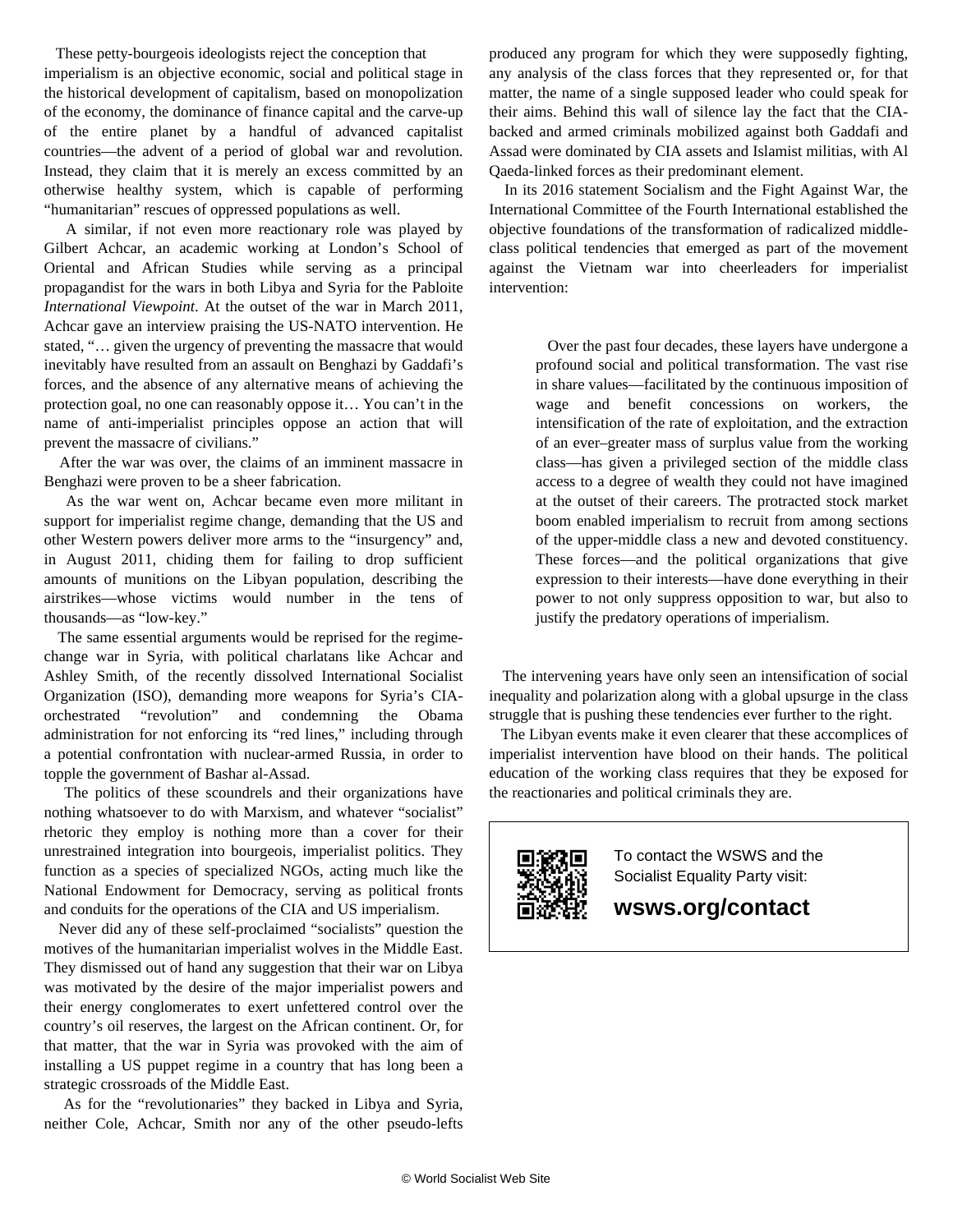These petty-bourgeois ideologists reject the conception that imperialism is an objective economic, social and political stage in the historical development of capitalism, based on monopolization of the economy, the dominance of finance capital and the carve-up of the entire planet by a handful of advanced capitalist countries—the advent of a period of global war and revolution. Instead, they claim that it is merely an excess committed by an otherwise healthy system, which is capable of performing "humanitarian" rescues of oppressed populations as well.

A similar, if not even more reactionary role was played by Gilbert Achcar, an academic working at London's School of Oriental and African Studies while serving as a principal propagandist for the wars in both Libya and Syria for the Pabloite *International Viewpoint*. At the outset of the war in March 2011, Achcar gave an interview praising the US-NATO intervention. He stated, "… given the urgency of preventing the massacre that would inevitably have resulted from an assault on Benghazi by Gaddafi's forces, and the absence of any alternative means of achieving the protection goal, no one can reasonably oppose it… You can't in the name of anti-imperialist principles oppose an action that will prevent the massacre of civilians."

After the war was over, the claims of an imminent massacre in Benghazi were proven to be a sheer fabrication.

As the war went on, Achcar became even more militant in support for imperialist regime change, demanding that the US and other Western powers deliver more arms to the "insurgency" and, in August 2011, chiding them for failing to drop sufficient amounts of munitions on the Libyan population, describing the airstrikes—whose victims would number in the tens of thousands—as "low-key."

The same essential arguments would be reprised for the regime-change war in Syria, with political charlatans like Achcar and Ashley Smith, of the recently dissolved International Socialist Organization (ISO), demanding more weapons for Syria's CIA-orchestrated "revolution" and condemning the Obama administration for not enforcing its "red lines," including through a potential confrontation with nuclear-armed Russia, in order to topple the government of Bashar al-Assad.

The politics of these scoundrels and their organizations have nothing whatsoever to do with Marxism, and whatever "socialist" rhetoric they employ is nothing more than a cover for their unrestrained integration into bourgeois, imperialist politics. They function as a species of specialized NGOs, acting much like the National Endowment for Democracy, serving as political fronts and conduits for the operations of the CIA and US imperialism.

Never did any of these self-proclaimed "socialists" question the motives of the humanitarian imperialist wolves in the Middle East. They dismissed out of hand any suggestion that their war on Libya was motivated by the desire of the major imperialist powers and their energy conglomerates to exert unfettered control over the country's oil reserves, the largest on the African continent. Or, for that matter, that the war in Syria was provoked with the aim of installing a US puppet regime in a country that has long been a strategic crossroads of the Middle East.

As for the "revolutionaries" they backed in Libya and Syria, neither Cole, Achcar, Smith nor any of the other pseudo-lefts produced any program for which they were supposedly fighting, any analysis of the class forces that they represented or, for that matter, the name of a single supposed leader who could speak for their aims. Behind this wall of silence lay the fact that the CIA-backed and armed criminals mobilized against both Gaddafi and Assad were dominated by CIA assets and Islamist militias, with Al Qaeda-linked forces as their predominant element.

In its 2016 statement Socialism and the Fight Against War, the International Committee of the Fourth International established the objective foundations of the transformation of radicalized middle-class political tendencies that emerged as part of the movement against the Vietnam war into cheerleaders for imperialist intervention:

> Over the past four decades, these layers have undergone a profound social and political transformation. The vast rise in share values—facilitated by the continuous imposition of wage and benefit concessions on workers, the intensification of the rate of exploitation, and the extraction of an ever–greater mass of surplus value from the working class—has given a privileged section of the middle class access to a degree of wealth they could not have imagined at the outset of their careers. The protracted stock market boom enabled imperialism to recruit from among sections of the upper-middle class a new and devoted constituency. These forces—and the political organizations that give expression to their interests—have done everything in their power to not only suppress opposition to war, but also to justify the predatory operations of imperialism.

The intervening years have only seen an intensification of social inequality and polarization along with a global upsurge in the class struggle that is pushing these tendencies ever further to the right.

The Libyan events make it even clearer that these accomplices of imperialist intervention have blood on their hands. The political education of the working class requires that they be exposed for the reactionaries and political criminals they are.

To contact the WSWS and the Socialist Equality Party visit:

**wsws.org/contact**